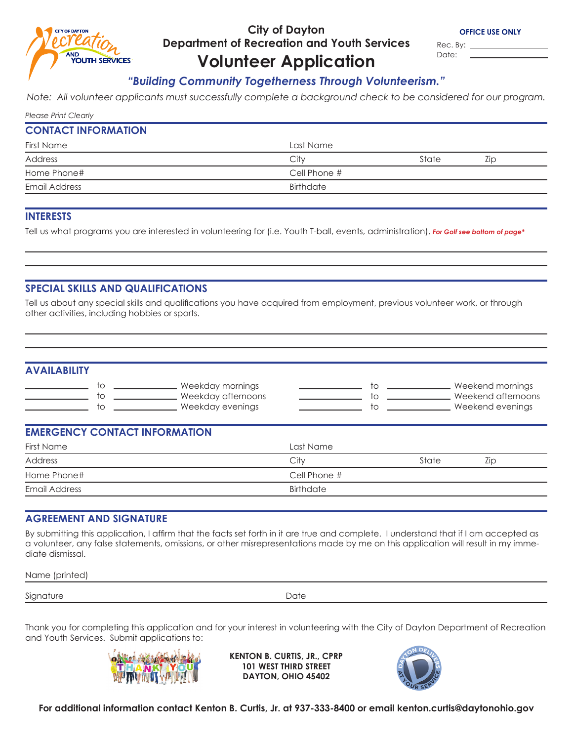City of Dayton
Department of Recreation and Youth Services

# Volunteer Application

**OFFICE USE ONLY**
Rec. By: ______________
Date: ______________

***"Building Community Togetherness Through Volunteerism."***

*Note: All volunteer applicants must successfully complete a background check to be considered for our program.*

*Please Print Clearly*

## CONTACT INFORMATION

First Name ______________________ Last Name ______________________

Address ______________________ City ______________ State ________ Zip ________

Home Phone# ______________________ Cell Phone # ______________________

Email Address ______________________ Birthdate ______________________

## INTERESTS

Tell us what programs you are interested in volunteering for (i.e. Youth T-ball, events, administration). ***For Golf see bottom of page****

______________________________________________________________________

______________________________________________________________________

## SPECIAL SKILLS AND QUALIFICATIONS

Tell us about any special skills and qualifications you have acquired from employment, previous volunteer work, or through other activities, including hobbies or sports.

______________________________________________________________________

______________________________________________________________________

## AVAILABILITY

| | | | | | | | |
|---|---|---|---|---|---|---|---|
| ________ | to | ________ | Weekday mornings | ________ | to | ________ | Weekend mornings |
| ________ | to | ________ | Weekday afternoons | ________ | to | ________ | Weekend afternoons |
| ________ | to | ________ | Weekday evenings | ________ | to | ________ | Weekend evenings |

## EMERGENCY CONTACT INFORMATION

First Name ______________________ Last Name ______________________

Address ______________________ City ______________ State ________ Zip ________

Home Phone# ______________________ Cell Phone # ______________________

Email Address ______________________ Birthdate ______________________

## AGREEMENT AND SIGNATURE

By submitting this application, I affirm that the facts set forth in it are true and complete. I understand that if I am accepted as a volunteer, any false statements, omissions, or other misrepresentations made by me on this application will result in my immediate dismissal.

Name (printed) ______________________________________________

Signature ______________________ Date ______________________

Thank you for completing this application and for your interest in volunteering with the City of Dayton Department of Recreation and Youth Services. Submit applications to:

**KENTON B. CURTIS, JR., CPRP**
**101 WEST THIRD STREET**
**DAYTON, OHIO 45402**

**For additional information contact Kenton B. Curtis, Jr. at 937-333-8400 or email kenton.curtis@daytonohio.gov**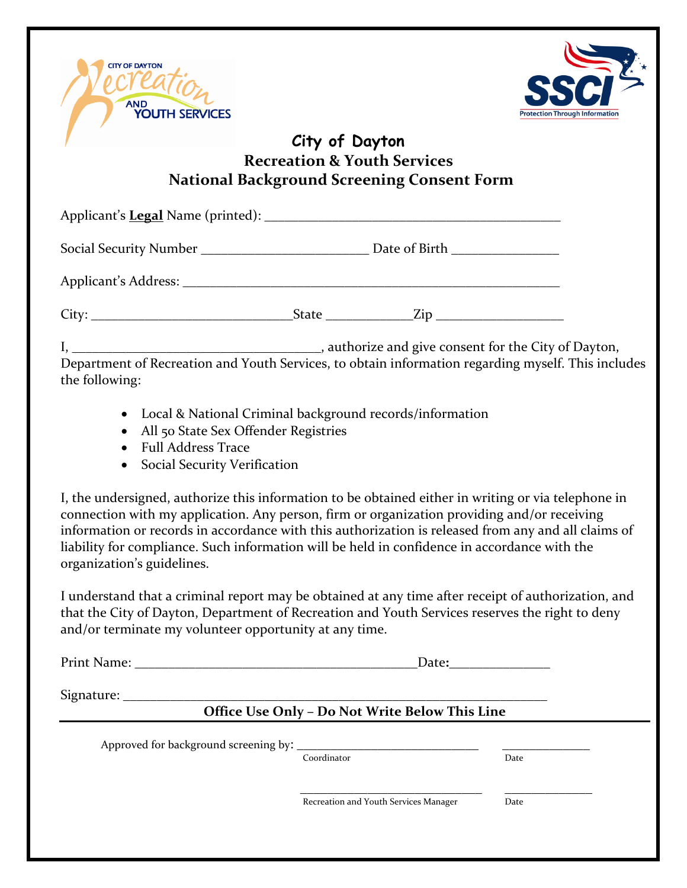CITY OF DAYTON Recreation AND YOUTH SERVICES

SSCI Protection Through Information

# City of Dayton
## Recreation & Youth Services
## National Background Screening Consent Form

Applicant's **Legal** Name (printed): ___________________________________________

Social Security Number ________________________ Date of Birth _______________

Applicant's Address: _______________________________________________________

City: ____________________________State ____________Zip __________________

I, ___________________________________, authorize and give consent for the City of Dayton, Department of Recreation and Youth Services, to obtain information regarding myself. This includes the following:

- Local & National Criminal background records/information
- All 50 State Sex Offender Registries
- Full Address Trace
- Social Security Verification

I, the undersigned, authorize this information to be obtained either in writing or via telephone in connection with my application. Any person, firm or organization providing and/or receiving information or records in accordance with this authorization is released from any and all claims of liability for compliance. Such information will be held in confidence in accordance with the organization's guidelines.

I understand that a criminal report may be obtained at any time after receipt of authorization, and that the City of Dayton, Department of Recreation and Youth Services reserves the right to deny and/or terminate my volunteer opportunity at any time.

Print Name: _________________________________________Date**:**______________

Signature: ______________________________________________________________

**Office Use Only – Do Not Write Below This Line**

---

Approved for background screening by: ______________________________ _______________
Coordinator Date

__________________________________ ________________
Recreation and Youth Services Manager Date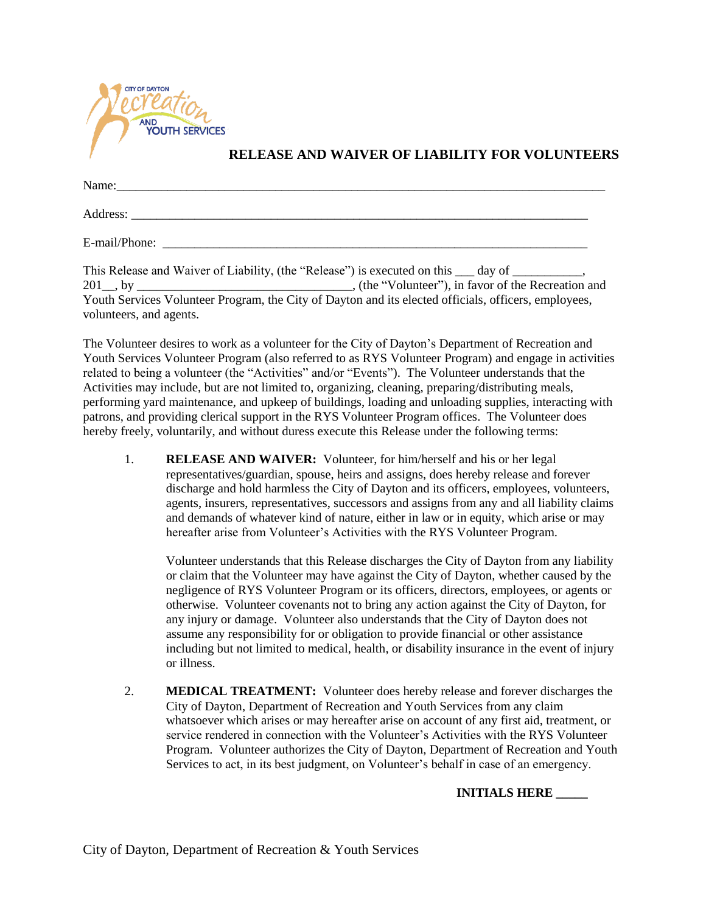CITY OF DAYTON Recreation AND YOUTH SERVICES

## RELEASE AND WAIVER OF LIABILITY FOR VOLUNTEERS

Name:_________________________________________________________________________________

Address: ___________________________________________________________________________

E-mail/Phone: ______________________________________________________________________

This Release and Waiver of Liability, (the "Release") is executed on this ___ day of ___________, 201__, by __________________________________, (the "Volunteer"), in favor of the Recreation and Youth Services Volunteer Program, the City of Dayton and its elected officials, officers, employees, volunteers, and agents.

The Volunteer desires to work as a volunteer for the City of Dayton's Department of Recreation and Youth Services Volunteer Program (also referred to as RYS Volunteer Program) and engage in activities related to being a volunteer (the "Activities" and/or "Events"). The Volunteer understands that the Activities may include, but are not limited to, organizing, cleaning, preparing/distributing meals, performing yard maintenance, and upkeep of buildings, loading and unloading supplies, interacting with patrons, and providing clerical support in the RYS Volunteer Program offices. The Volunteer does hereby freely, voluntarily, and without duress execute this Release under the following terms:

1. **RELEASE AND WAIVER:** Volunteer, for him/herself and his or her legal representatives/guardian, spouse, heirs and assigns, does hereby release and forever discharge and hold harmless the City of Dayton and its officers, employees, volunteers, agents, insurers, representatives, successors and assigns from any and all liability claims and demands of whatever kind of nature, either in law or in equity, which arise or may hereafter arise from Volunteer's Activities with the RYS Volunteer Program.

   Volunteer understands that this Release discharges the City of Dayton from any liability or claim that the Volunteer may have against the City of Dayton, whether caused by the negligence of RYS Volunteer Program or its officers, directors, employees, or agents or otherwise. Volunteer covenants not to bring any action against the City of Dayton, for any injury or damage. Volunteer also understands that the City of Dayton does not assume any responsibility for or obligation to provide financial or other assistance including but not limited to medical, health, or disability insurance in the event of injury or illness.

2. **MEDICAL TREATMENT:** Volunteer does hereby release and forever discharges the City of Dayton, Department of Recreation and Youth Services from any claim whatsoever which arises or may hereafter arise on account of any first aid, treatment, or service rendered in connection with the Volunteer's Activities with the RYS Volunteer Program. Volunteer authorizes the City of Dayton, Department of Recreation and Youth Services to act, in its best judgment, on Volunteer's behalf in case of an emergency.

**INITIALS HERE _____**

City of Dayton, Department of Recreation & Youth Services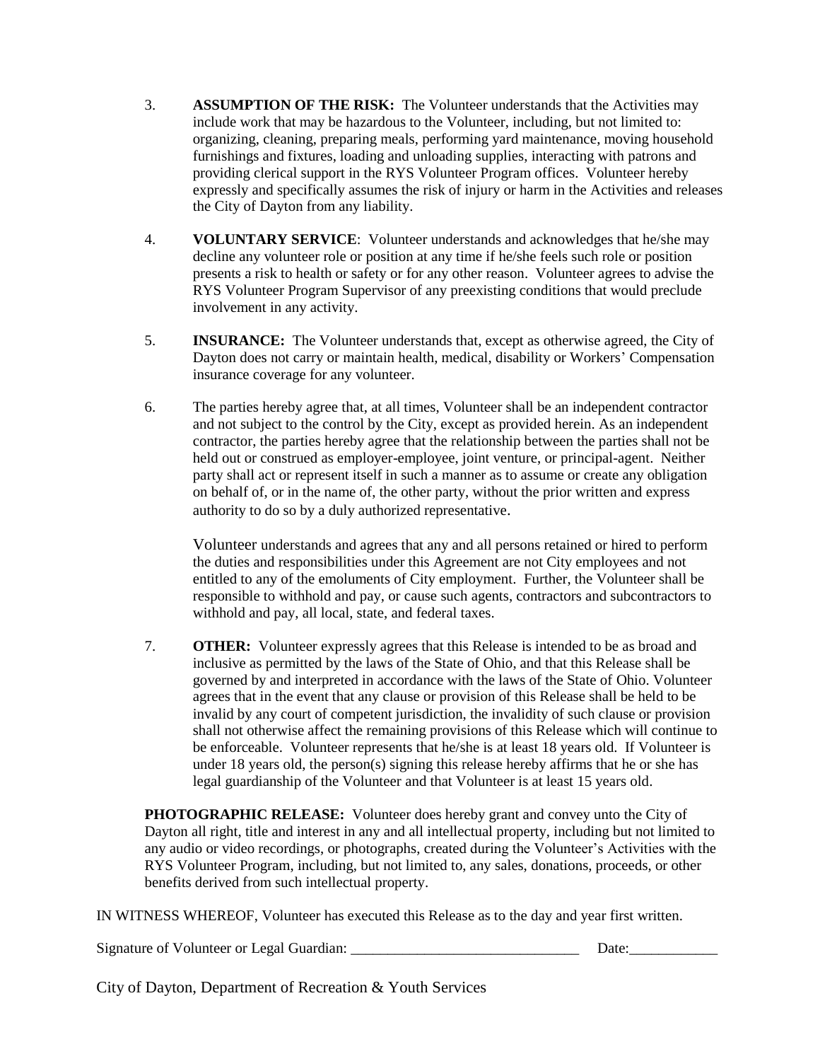3. **ASSUMPTION OF THE RISK:** The Volunteer understands that the Activities may include work that may be hazardous to the Volunteer, including, but not limited to: organizing, cleaning, preparing meals, performing yard maintenance, moving household furnishings and fixtures, loading and unloading supplies, interacting with patrons and providing clerical support in the RYS Volunteer Program offices. Volunteer hereby expressly and specifically assumes the risk of injury or harm in the Activities and releases the City of Dayton from any liability.

4. **VOLUNTARY SERVICE**: Volunteer understands and acknowledges that he/she may decline any volunteer role or position at any time if he/she feels such role or position presents a risk to health or safety or for any other reason. Volunteer agrees to advise the RYS Volunteer Program Supervisor of any preexisting conditions that would preclude involvement in any activity.

5. **INSURANCE:** The Volunteer understands that, except as otherwise agreed, the City of Dayton does not carry or maintain health, medical, disability or Workers' Compensation insurance coverage for any volunteer.

6. The parties hereby agree that, at all times, Volunteer shall be an independent contractor and not subject to the control by the City, except as provided herein. As an independent contractor, the parties hereby agree that the relationship between the parties shall not be held out or construed as employer-employee, joint venture, or principal-agent. Neither party shall act or represent itself in such a manner as to assume or create any obligation on behalf of, or in the name of, the other party, without the prior written and express authority to do so by a duly authorized representative.

   Volunteer understands and agrees that any and all persons retained or hired to perform the duties and responsibilities under this Agreement are not City employees and not entitled to any of the emoluments of City employment. Further, the Volunteer shall be responsible to withhold and pay, or cause such agents, contractors and subcontractors to withhold and pay, all local, state, and federal taxes.

7. **OTHER:** Volunteer expressly agrees that this Release is intended to be as broad and inclusive as permitted by the laws of the State of Ohio, and that this Release shall be governed by and interpreted in accordance with the laws of the State of Ohio. Volunteer agrees that in the event that any clause or provision of this Release shall be held to be invalid by any court of competent jurisdiction, the invalidity of such clause or provision shall not otherwise affect the remaining provisions of this Release which will continue to be enforceable. Volunteer represents that he/she is at least 18 years old. If Volunteer is under 18 years old, the person(s) signing this release hereby affirms that he or she has legal guardianship of the Volunteer and that Volunteer is at least 15 years old.

**PHOTOGRAPHIC RELEASE:** Volunteer does hereby grant and convey unto the City of Dayton all right, title and interest in any and all intellectual property, including but not limited to any audio or video recordings, or photographs, created during the Volunteer's Activities with the RYS Volunteer Program, including, but not limited to, any sales, donations, proceeds, or other benefits derived from such intellectual property.

IN WITNESS WHEREOF, Volunteer has executed this Release as to the day and year first written.

Signature of Volunteer or Legal Guardian: _______________________________ Date:____________

City of Dayton, Department of Recreation & Youth Services